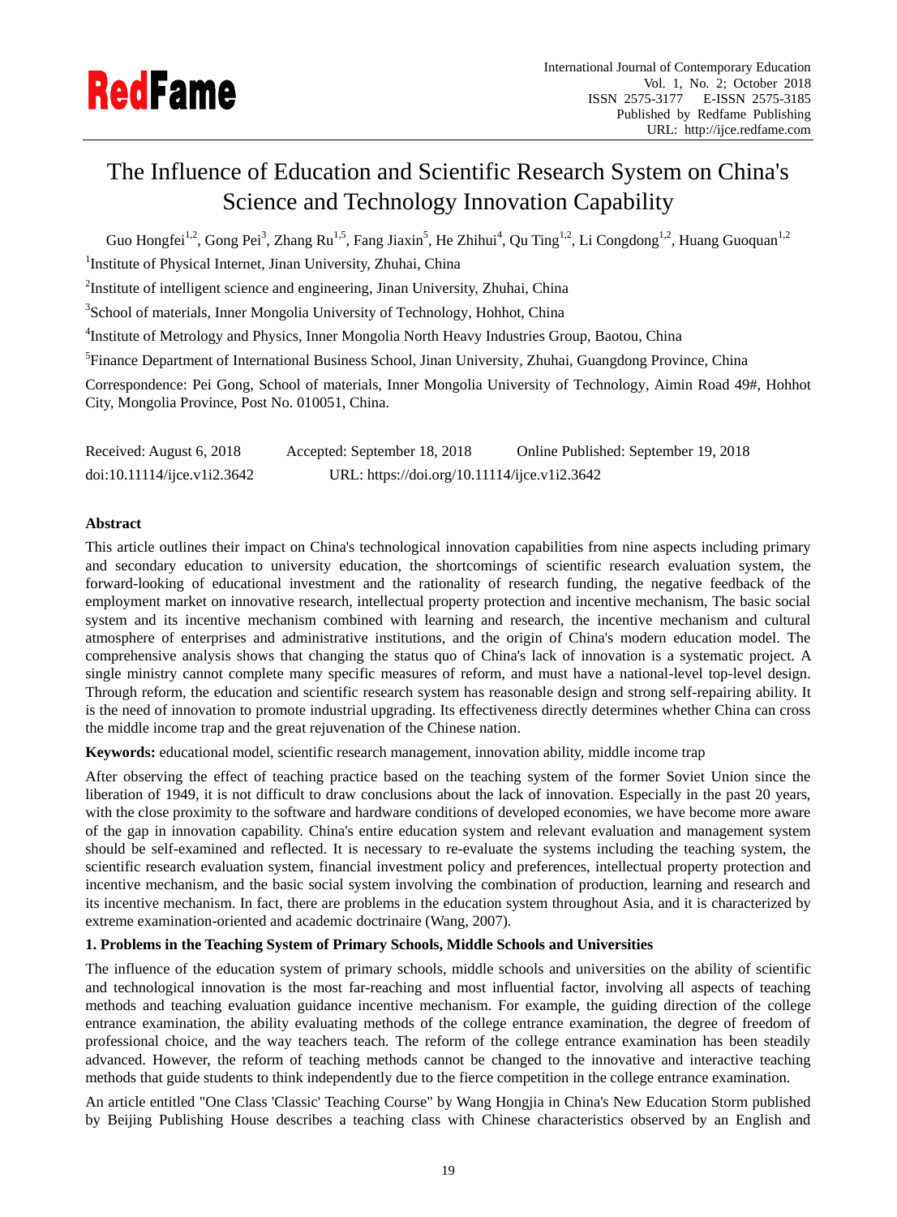# The Influence of Education and Scientific Research System on China's Science and Technology Innovation Capability

Guo Hongfei[1,2], Gong Pei[3], Zhang Ru[1,5], Fang Jiaxin[5], He Zhihui[4], Qu Ting[1,2], Li Congdong[1,2], Huang Guoquan[1,2]

[1]Institute of Physical Internet, Jinan University, Zhuhai, China

[2]Institute of intelligent science and engineering, Jinan University, Zhuhai, China

[3]School of materials, Inner Mongolia University of Technology, Hohhot, China

[4]Institute of Metrology and Physics, Inner Mongolia North Heavy Industries Group, Baotou, China

[5]Finance Department of International Business School, Jinan University, Zhuhai, Guangdong Province, China

Correspondence: Pei Gong, School of materials, Inner Mongolia University of Technology, Aimin Road 49#, Hohhot City, Mongolia Province, Post No. 010051, China.

Received: August 6, 2018 Accepted: September 18, 2018 Online Published: September 19, 2018

doi:10.11114/ijce.v1i2.3642 URL: https://doi.org/10.11114/ijce.v1i2.3642

**Abstract**

This article outlines their impact on China's technological innovation capabilities from nine aspects including primary and secondary education to university education, the shortcomings of scientific research evaluation system, the forward-looking of educational investment and the rationality of research funding, the negative feedback of the employment market on innovative research, intellectual property protection and incentive mechanism, The basic social system and its incentive mechanism combined with learning and research, the incentive mechanism and cultural atmosphere of enterprises and administrative institutions, and the origin of China's modern education model. The comprehensive analysis shows that changing the status quo of China's lack of innovation is a systematic project. A single ministry cannot complete many specific measures of reform, and must have a national-level top-level design. Through reform, the education and scientific research system has reasonable design and strong self-repairing ability. It is the need of innovation to promote industrial upgrading. Its effectiveness directly determines whether China can cross the middle income trap and the great rejuvenation of the Chinese nation.

**Keywords:** educational model, scientific research management, innovation ability, middle income trap

After observing the effect of teaching practice based on the teaching system of the former Soviet Union since the liberation of 1949, it is not difficult to draw conclusions about the lack of innovation. Especially in the past 20 years, with the close proximity to the software and hardware conditions of developed economies, we have become more aware of the gap in innovation capability. China's entire education system and relevant evaluation and management system should be self-examined and reflected. It is necessary to re-evaluate the systems including the teaching system, the scientific research evaluation system, financial investment policy and preferences, intellectual property protection and incentive mechanism, and the basic social system involving the combination of production, learning and research and its incentive mechanism. In fact, there are problems in the education system throughout Asia, and it is characterized by extreme examination-oriented and academic doctrinaire (Wang, 2007).

## 1. Problems in the Teaching System of Primary Schools, Middle Schools and Universities

The influence of the education system of primary schools, middle schools and universities on the ability of scientific and technological innovation is the most far-reaching and most influential factor, involving all aspects of teaching methods and teaching evaluation guidance incentive mechanism. For example, the guiding direction of the college entrance examination, the ability evaluating methods of the college entrance examination, the degree of freedom of professional choice, and the way teachers teach. The reform of the college entrance examination has been steadily advanced. However, the reform of teaching methods cannot be changed to the innovative and interactive teaching methods that guide students to think independently due to the fierce competition in the college entrance examination.

An article entitled "One Class 'Classic' Teaching Course" by Wang Hongjia in China's New Education Storm published by Beijing Publishing House describes a teaching class with Chinese characteristics observed by an English and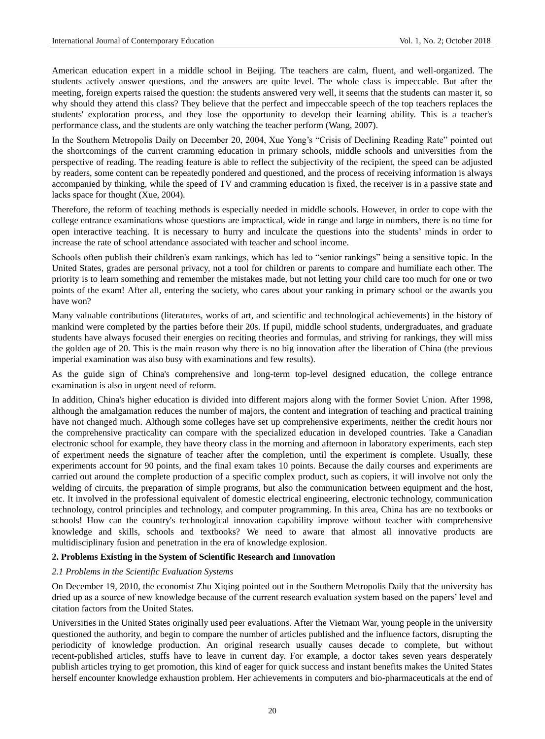American education expert in a middle school in Beijing. The teachers are calm, fluent, and well-organized. The students actively answer questions, and the answers are quite level. The whole class is impeccable. But after the meeting, foreign experts raised the question: the students answered very well, it seems that the students can master it, so why should they attend this class? They believe that the perfect and impeccable speech of the top teachers replaces the students' exploration process, and they lose the opportunity to develop their learning ability. This is a teacher's performance class, and the students are only watching the teacher perform (Wang, 2007).

In the Southern Metropolis Daily on December 20, 2004, Xue Yong's "Crisis of Declining Reading Rate" pointed out the shortcomings of the current cramming education in primary schools, middle schools and universities from the perspective of reading. The reading feature is able to reflect the subjectivity of the recipient, the speed can be adjusted by readers, some content can be repeatedly pondered and questioned, and the process of receiving information is always accompanied by thinking, while the speed of TV and cramming education is fixed, the receiver is in a passive state and lacks space for thought (Xue, 2004).

Therefore, the reform of teaching methods is especially needed in middle schools. However, in order to cope with the college entrance examinations whose questions are impractical, wide in range and large in numbers, there is no time for open interactive teaching. It is necessary to hurry and inculcate the questions into the students' minds in order to increase the rate of school attendance associated with teacher and school income.

Schools often publish their children's exam rankings, which has led to "senior rankings" being a sensitive topic. In the United States, grades are personal privacy, not a tool for children or parents to compare and humiliate each other. The priority is to learn something and remember the mistakes made, but not letting your child care too much for one or two points of the exam! After all, entering the society, who cares about your ranking in primary school or the awards you have won?

Many valuable contributions (literatures, works of art, and scientific and technological achievements) in the history of mankind were completed by the parties before their 20s. If pupil, middle school students, undergraduates, and graduate students have always focused their energies on reciting theories and formulas, and striving for rankings, they will miss the golden age of 20. This is the main reason why there is no big innovation after the liberation of China (the previous imperial examination was also busy with examinations and few results).

As the guide sign of China's comprehensive and long-term top-level designed education, the college entrance examination is also in urgent need of reform.

In addition, China's higher education is divided into different majors along with the former Soviet Union. After 1998, although the amalgamation reduces the number of majors, the content and integration of teaching and practical training have not changed much. Although some colleges have set up comprehensive experiments, neither the credit hours nor the comprehensive practicality can compare with the specialized education in developed countries. Take a Canadian electronic school for example, they have theory class in the morning and afternoon in laboratory experiments, each step of experiment needs the signature of teacher after the completion, until the experiment is complete. Usually, these experiments account for 90 points, and the final exam takes 10 points. Because the daily courses and experiments are carried out around the complete production of a specific complex product, such as copiers, it will involve not only the welding of circuits, the preparation of simple programs, but also the communication between equipment and the host, etc. It involved in the professional equivalent of domestic electrical engineering, electronic technology, communication technology, control principles and technology, and computer programming. In this area, China has are no textbooks or schools! How can the country's technological innovation capability improve without teacher with comprehensive knowledge and skills, schools and textbooks? We need to aware that almost all innovative products are multidisciplinary fusion and penetration in the era of knowledge explosion.

## 2. Problems Existing in the System of Scientific Research and Innovation

### 2.1 Problems in the Scientific Evaluation Systems

On December 19, 2010, the economist Zhu Xiqing pointed out in the Southern Metropolis Daily that the university has dried up as a source of new knowledge because of the current research evaluation system based on the papers' level and citation factors from the United States.

Universities in the United States originally used peer evaluations. After the Vietnam War, young people in the university questioned the authority, and begin to compare the number of articles published and the influence factors, disrupting the periodicity of knowledge production. An original research usually causes decade to complete, but without recent-published articles, stuffs have to leave in current day. For example, a doctor takes seven years desperately publish articles trying to get promotion, this kind of eager for quick success and instant benefits makes the United States herself encounter knowledge exhaustion problem. Her achievements in computers and bio-pharmaceuticals at the end of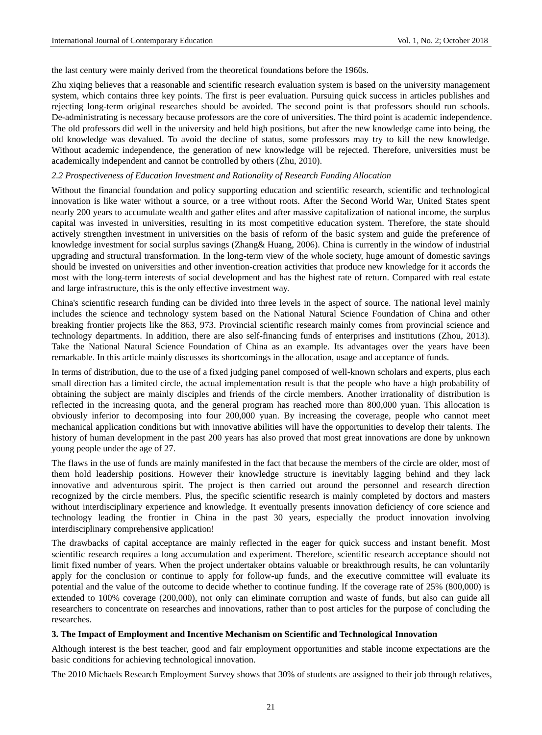the last century were mainly derived from the theoretical foundations before the 1960s.

Zhu xiqing believes that a reasonable and scientific research evaluation system is based on the university management system, which contains three key points. The first is peer evaluation. Pursuing quick success in articles publishes and rejecting long-term original researches should be avoided. The second point is that professors should run schools. De-administrating is necessary because professors are the core of universities. The third point is academic independence. The old professors did well in the university and held high positions, but after the new knowledge came into being, the old knowledge was devalued. To avoid the decline of status, some professors may try to kill the new knowledge. Without academic independence, the generation of new knowledge will be rejected. Therefore, universities must be academically independent and cannot be controlled by others (Zhu, 2010).

### *2.2 Prospectiveness of Education Investment and Rationality of Research Funding Allocation*

Without the financial foundation and policy supporting education and scientific research, scientific and technological innovation is like water without a source, or a tree without roots. After the Second World War, United States spent nearly 200 years to accumulate wealth and gather elites and after massive capitalization of national income, the surplus capital was invested in universities, resulting in its most competitive education system. Therefore, the state should actively strengthen investment in universities on the basis of reform of the basic system and guide the preference of knowledge investment for social surplus savings (Zhang& Huang, 2006). China is currently in the window of industrial upgrading and structural transformation. In the long-term view of the whole society, huge amount of domestic savings should be invested on universities and other invention-creation activities that produce new knowledge for it accords the most with the long-term interests of social development and has the highest rate of return. Compared with real estate and large infrastructure, this is the only effective investment way.

China's scientific research funding can be divided into three levels in the aspect of source. The national level mainly includes the science and technology system based on the National Natural Science Foundation of China and other breaking frontier projects like the 863, 973. Provincial scientific research mainly comes from provincial science and technology departments. In addition, there are also self-financing funds of enterprises and institutions (Zhou, 2013). Take the National Natural Science Foundation of China as an example. Its advantages over the years have been remarkable. In this article mainly discusses its shortcomings in the allocation, usage and acceptance of funds.

In terms of distribution, due to the use of a fixed judging panel composed of well-known scholars and experts, plus each small direction has a limited circle, the actual implementation result is that the people who have a high probability of obtaining the subject are mainly disciples and friends of the circle members. Another irrationality of distribution is reflected in the increasing quota, and the general program has reached more than 800,000 yuan. This allocation is obviously inferior to decomposing into four 200,000 yuan. By increasing the coverage, people who cannot meet mechanical application conditions but with innovative abilities will have the opportunities to develop their talents. The history of human development in the past 200 years has also proved that most great innovations are done by unknown young people under the age of 27.

The flaws in the use of funds are mainly manifested in the fact that because the members of the circle are older, most of them hold leadership positions. However their knowledge structure is inevitably lagging behind and they lack innovative and adventurous spirit. The project is then carried out around the personnel and research direction recognized by the circle members. Plus, the specific scientific research is mainly completed by doctors and masters without interdisciplinary experience and knowledge. It eventually presents innovation deficiency of core science and technology leading the frontier in China in the past 30 years, especially the product innovation involving interdisciplinary comprehensive application!

The drawbacks of capital acceptance are mainly reflected in the eager for quick success and instant benefit. Most scientific research requires a long accumulation and experiment. Therefore, scientific research acceptance should not limit fixed number of years. When the project undertaker obtains valuable or breakthrough results, he can voluntarily apply for the conclusion or continue to apply for follow-up funds, and the executive committee will evaluate its potential and the value of the outcome to decide whether to continue funding. If the coverage rate of 25% (800,000) is extended to 100% coverage (200,000), not only can eliminate corruption and waste of funds, but also can guide all researchers to concentrate on researches and innovations, rather than to post articles for the purpose of concluding the researches.

## 3. The Impact of Employment and Incentive Mechanism on Scientific and Technological Innovation

Although interest is the best teacher, good and fair employment opportunities and stable income expectations are the basic conditions for achieving technological innovation.

The 2010 Michaels Research Employment Survey shows that 30% of students are assigned to their job through relatives,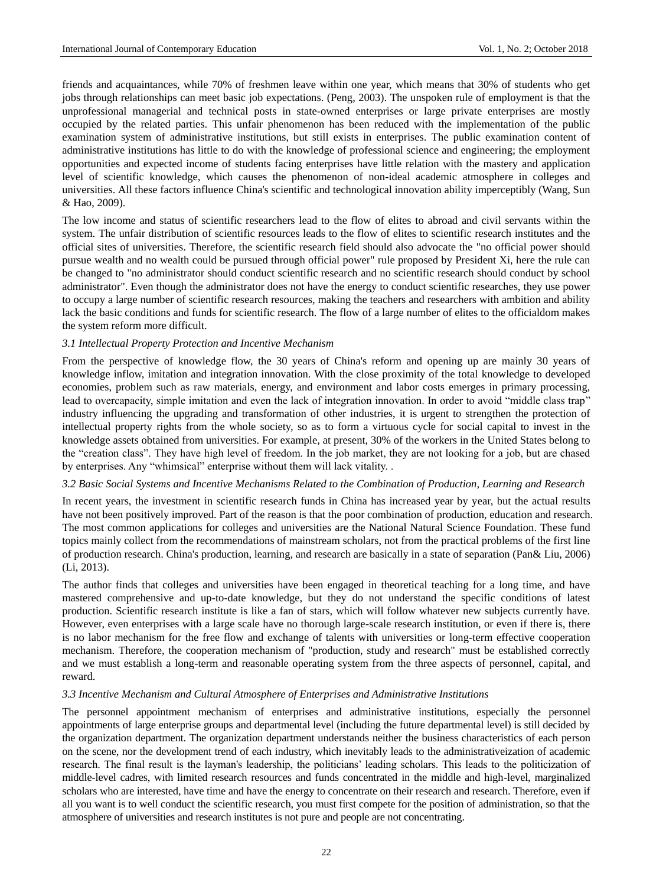friends and acquaintances, while 70% of freshmen leave within one year, which means that 30% of students who get jobs through relationships can meet basic job expectations. (Peng, 2003). The unspoken rule of employment is that the unprofessional managerial and technical posts in state-owned enterprises or large private enterprises are mostly occupied by the related parties. This unfair phenomenon has been reduced with the implementation of the public examination system of administrative institutions, but still exists in enterprises. The public examination content of administrative institutions has little to do with the knowledge of professional science and engineering; the employment opportunities and expected income of students facing enterprises have little relation with the mastery and application level of scientific knowledge, which causes the phenomenon of non-ideal academic atmosphere in colleges and universities. All these factors influence China's scientific and technological innovation ability imperceptibly (Wang, Sun & Hao, 2009).

The low income and status of scientific researchers lead to the flow of elites to abroad and civil servants within the system. The unfair distribution of scientific resources leads to the flow of elites to scientific research institutes and the official sites of universities. Therefore, the scientific research field should also advocate the "no official power should pursue wealth and no wealth could be pursued through official power" rule proposed by President Xi, here the rule can be changed to "no administrator should conduct scientific research and no scientific research should conduct by school administrator". Even though the administrator does not have the energy to conduct scientific researches, they use power to occupy a large number of scientific research resources, making the teachers and researchers with ambition and ability lack the basic conditions and funds for scientific research. The flow of a large number of elites to the officialdom makes the system reform more difficult.

### *3.1 Intellectual Property Protection and Incentive Mechanism*

From the perspective of knowledge flow, the 30 years of China's reform and opening up are mainly 30 years of knowledge inflow, imitation and integration innovation. With the close proximity of the total knowledge to developed economies, problem such as raw materials, energy, and environment and labor costs emerges in primary processing, lead to overcapacity, simple imitation and even the lack of integration innovation. In order to avoid "middle class trap" industry influencing the upgrading and transformation of other industries, it is urgent to strengthen the protection of intellectual property rights from the whole society, so as to form a virtuous cycle for social capital to invest in the knowledge assets obtained from universities. For example, at present, 30% of the workers in the United States belong to the "creation class". They have high level of freedom. In the job market, they are not looking for a job, but are chased by enterprises. Any "whimsical" enterprise without them will lack vitality. .

### *3.2 Basic Social Systems and Incentive Mechanisms Related to the Combination of Production, Learning and Research*

In recent years, the investment in scientific research funds in China has increased year by year, but the actual results have not been positively improved. Part of the reason is that the poor combination of production, education and research. The most common applications for colleges and universities are the National Natural Science Foundation. These fund topics mainly collect from the recommendations of mainstream scholars, not from the practical problems of the first line of production research. China's production, learning, and research are basically in a state of separation (Pan& Liu, 2006) (Li, 2013).

The author finds that colleges and universities have been engaged in theoretical teaching for a long time, and have mastered comprehensive and up-to-date knowledge, but they do not understand the specific conditions of latest production. Scientific research institute is like a fan of stars, which will follow whatever new subjects currently have. However, even enterprises with a large scale have no thorough large-scale research institution, or even if there is, there is no labor mechanism for the free flow and exchange of talents with universities or long-term effective cooperation mechanism. Therefore, the cooperation mechanism of "production, study and research" must be established correctly and we must establish a long-term and reasonable operating system from the three aspects of personnel, capital, and reward.

### *3.3 Incentive Mechanism and Cultural Atmosphere of Enterprises and Administrative Institutions*

The personnel appointment mechanism of enterprises and administrative institutions, especially the personnel appointments of large enterprise groups and departmental level (including the future departmental level) is still decided by the organization department. The organization department understands neither the business characteristics of each person on the scene, nor the development trend of each industry, which inevitably leads to the administrativeization of academic research. The final result is the layman's leadership, the politicians' leading scholars. This leads to the politicization of middle-level cadres, with limited research resources and funds concentrated in the middle and high-level, marginalized scholars who are interested, have time and have the energy to concentrate on their research and research. Therefore, even if all you want is to well conduct the scientific research, you must first compete for the position of administration, so that the atmosphere of universities and research institutes is not pure and people are not concentrating.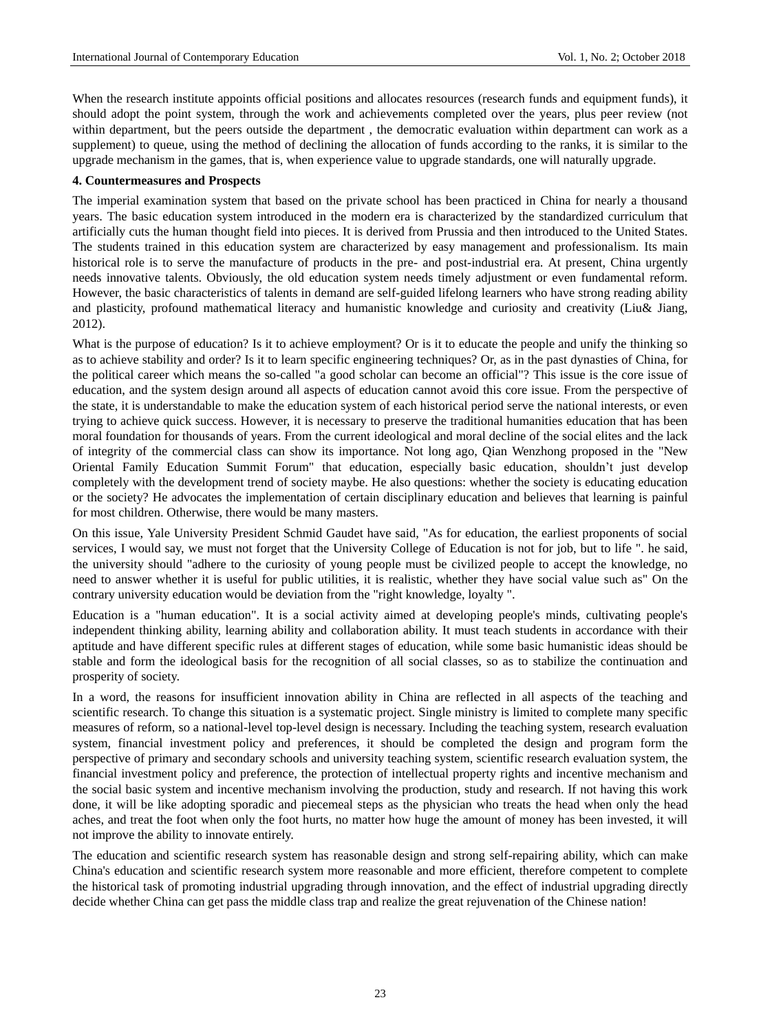When the research institute appoints official positions and allocates resources (research funds and equipment funds), it should adopt the point system, through the work and achievements completed over the years, plus peer review (not within department, but the peers outside the department , the democratic evaluation within department can work as a supplement) to queue, using the method of declining the allocation of funds according to the ranks, it is similar to the upgrade mechanism in the games, that is, when experience value to upgrade standards, one will naturally upgrade.

**4. Countermeasures and Prospects**

The imperial examination system that based on the private school has been practiced in China for nearly a thousand years. The basic education system introduced in the modern era is characterized by the standardized curriculum that artificially cuts the human thought field into pieces. It is derived from Prussia and then introduced to the United States. The students trained in this education system are characterized by easy management and professionalism. Its main historical role is to serve the manufacture of products in the pre- and post-industrial era. At present, China urgently needs innovative talents. Obviously, the old education system needs timely adjustment or even fundamental reform. However, the basic characteristics of talents in demand are self-guided lifelong learners who have strong reading ability and plasticity, profound mathematical literacy and humanistic knowledge and curiosity and creativity (Liu& Jiang, 2012).

What is the purpose of education? Is it to achieve employment? Or is it to educate the people and unify the thinking so as to achieve stability and order? Is it to learn specific engineering techniques? Or, as in the past dynasties of China, for the political career which means the so-called "a good scholar can become an official"? This issue is the core issue of education, and the system design around all aspects of education cannot avoid this core issue. From the perspective of the state, it is understandable to make the education system of each historical period serve the national interests, or even trying to achieve quick success. However, it is necessary to preserve the traditional humanities education that has been moral foundation for thousands of years. From the current ideological and moral decline of the social elites and the lack of integrity of the commercial class can show its importance. Not long ago, Qian Wenzhong proposed in the "New Oriental Family Education Summit Forum" that education, especially basic education, shouldn't just develop completely with the development trend of society maybe. He also questions: whether the society is educating education or the society? He advocates the implementation of certain disciplinary education and believes that learning is painful for most children. Otherwise, there would be many masters.

On this issue, Yale University President Schmid Gaudet have said, "As for education, the earliest proponents of social services, I would say, we must not forget that the University College of Education is not for job, but to life ". he said, the university should "adhere to the curiosity of young people must be civilized people to accept the knowledge, no need to answer whether it is useful for public utilities, it is realistic, whether they have social value such as" On the contrary university education would be deviation from the "right knowledge, loyalty ".

Education is a "human education". It is a social activity aimed at developing people's minds, cultivating people's independent thinking ability, learning ability and collaboration ability. It must teach students in accordance with their aptitude and have different specific rules at different stages of education, while some basic humanistic ideas should be stable and form the ideological basis for the recognition of all social classes, so as to stabilize the continuation and prosperity of society.

In a word, the reasons for insufficient innovation ability in China are reflected in all aspects of the teaching and scientific research. To change this situation is a systematic project. Single ministry is limited to complete many specific measures of reform, so a national-level top-level design is necessary. Including the teaching system, research evaluation system, financial investment policy and preferences, it should be completed the design and program form the perspective of primary and secondary schools and university teaching system, scientific research evaluation system, the financial investment policy and preference, the protection of intellectual property rights and incentive mechanism and the social basic system and incentive mechanism involving the production, study and research. If not having this work done, it will be like adopting sporadic and piecemeal steps as the physician who treats the head when only the head aches, and treat the foot when only the foot hurts, no matter how huge the amount of money has been invested, it will not improve the ability to innovate entirely.

The education and scientific research system has reasonable design and strong self-repairing ability, which can make China's education and scientific research system more reasonable and more efficient, therefore competent to complete the historical task of promoting industrial upgrading through innovation, and the effect of industrial upgrading directly decide whether China can get pass the middle class trap and realize the great rejuvenation of the Chinese nation!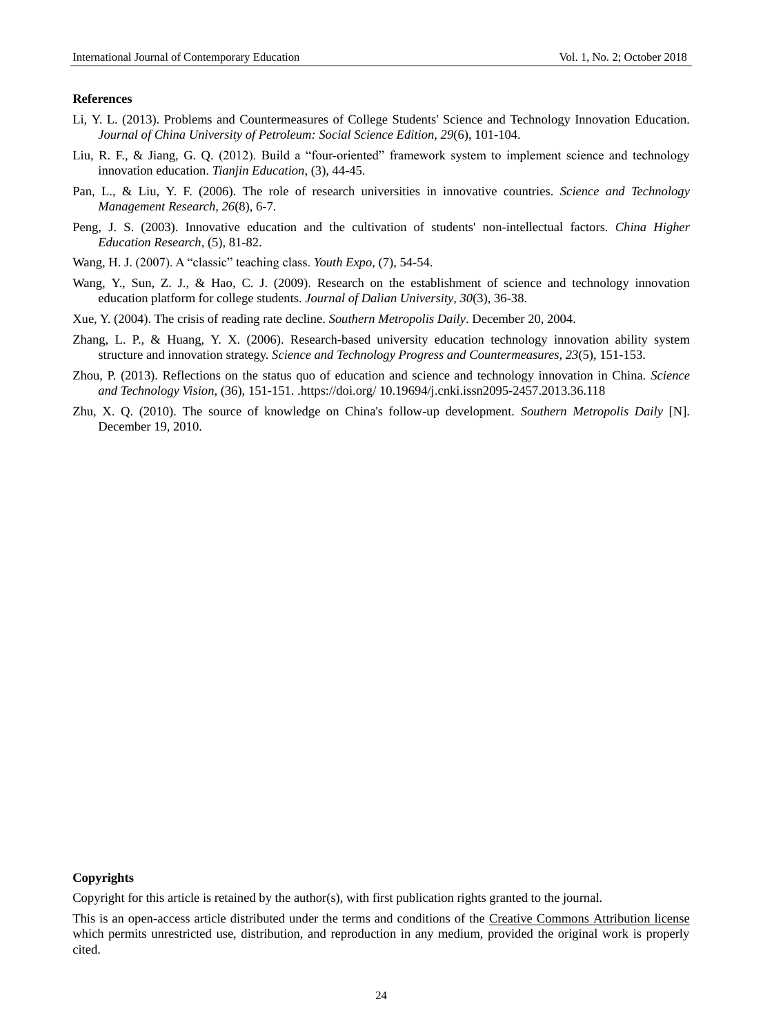**References**

Li, Y. L. (2013). Problems and Countermeasures of College Students' Science and Technology Innovation Education. *Journal of China University of Petroleum: Social Science Edition, 29*(6), 101-104.

Liu, R. F., & Jiang, G. Q. (2012). Build a "four-oriented" framework system to implement science and technology innovation education. *Tianjin Education*, (3), 44-45.

Pan, L., & Liu, Y. F. (2006). The role of research universities in innovative countries. *Science and Technology Management Research*, *26*(8), 6-7.

Peng, J. S. (2003). Innovative education and the cultivation of students' non-intellectual factors. *China Higher Education Research*, (5), 81-82.

Wang, H. J. (2007). A "classic" teaching class. *Youth Expo*, (7), 54-54.

Wang, Y., Sun, Z. J., & Hao, C. J. (2009). Research on the establishment of science and technology innovation education platform for college students. *Journal of Dalian University, 30*(3), 36-38.

Xue, Y. (2004). The crisis of reading rate decline. *Southern Metropolis Daily*. December 20, 2004.

Zhang, L. P., & Huang, Y. X. (2006). Research-based university education technology innovation ability system structure and innovation strategy. *Science and Technology Progress and Countermeasures*, *23*(5), 151-153.

Zhou, P. (2013). Reflections on the status quo of education and science and technology innovation in China. *Science and Technology Vision*, (36), 151-151. .https://doi.org/ 10.19694/j.cnki.issn2095-2457.2013.36.118

Zhu, X. Q. (2010). The source of knowledge on China's follow-up development. *Southern Metropolis Daily* [N]. December 19, 2010.

**Copyrights**

Copyright for this article is retained by the author(s), with first publication rights granted to the journal.

This is an open-access article distributed under the terms and conditions of the Creative Commons Attribution license which permits unrestricted use, distribution, and reproduction in any medium, provided the original work is properly cited.